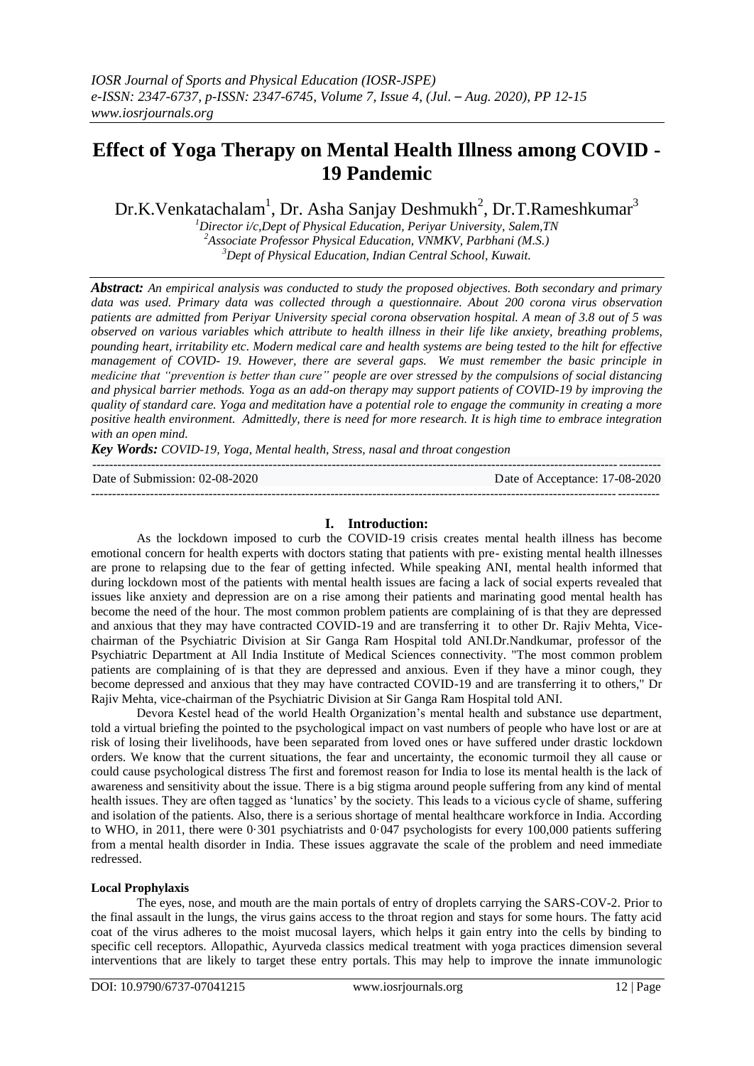# Effect of Yoga Therapy on Mental Health Illness among COVID - 19 Pandemic

Dr.K.Venkatachalam[1], Dr. Asha Sanjay Deshmukh[2], Dr.T.Rameshkumar[3]

[1]Director i/c,Dept of Physical Education, Periyar University, Salem,TN
[2]Associate Professor Physical Education, VNMKV, Parbhani (M.S.)
[3]Dept of Physical Education, Indian Central School, Kuwait.

***Abstract:*** *An empirical analysis was conducted to study the proposed objectives. Both secondary and primary data was used. Primary data was collected through a questionnaire. About 200 corona virus observation patients are admitted from Periyar University special corona observation hospital. A mean of 3.8 out of 5 was observed on various variables which attribute to health illness in their life like anxiety, breathing problems, pounding heart, irritability etc. Modern medical care and health systems are being tested to the hilt for effective management of COVID- 19. However, there are several gaps. We must remember the basic principle in medicine that "prevention is better than cure" people are over stressed by the compulsions of social distancing and physical barrier methods. Yoga as an add-on therapy may support patients of COVID-19 by improving the quality of standard care. Yoga and meditation have a potential role to engage the community in creating a more positive health environment. Admittedly, there is need for more research. It is high time to embrace integration with an open mind.*

***Key Words:*** *COVID-19, Yoga, Mental health, Stress, nasal and throat congestion*

Date of Submission: 02-08-2020 | Date of Acceptance: 17-08-2020

## I. Introduction:

As the lockdown imposed to curb the COVID-19 crisis creates mental health illness has become emotional concern for health experts with doctors stating that patients with pre- existing mental health illnesses are prone to relapsing due to the fear of getting infected. While speaking ANI, mental health informed that during lockdown most of the patients with mental health issues are facing a lack of social experts revealed that issues like anxiety and depression are on a rise among their patients and marinating good mental health has become the need of the hour. The most common problem patients are complaining of is that they are depressed and anxious that they may have contracted COVID-19 and are transferring it to other Dr. Rajiv Mehta, Vice-chairman of the Psychiatric Division at Sir Ganga Ram Hospital told ANI.Dr.Nandkumar, professor of the Psychiatric Department at All India Institute of Medical Sciences connectivity. "The most common problem patients are complaining of is that they are depressed and anxious. Even if they have a minor cough, they become depressed and anxious that they may have contracted COVID-19 and are transferring it to others," Dr Rajiv Mehta, vice-chairman of the Psychiatric Division at Sir Ganga Ram Hospital told ANI.

Devora Kestel head of the world Health Organization's mental health and substance use department, told a virtual briefing the pointed to the psychological impact on vast numbers of people who have lost or are at risk of losing their livelihoods, have been separated from loved ones or have suffered under drastic lockdown orders. We know that the current situations, the fear and uncertainty, the economic turmoil they all cause or could cause psychological distress The first and foremost reason for India to lose its mental health is the lack of awareness and sensitivity about the issue. There is a big stigma around people suffering from any kind of mental health issues. They are often tagged as 'lunatics' by the society. This leads to a vicious cycle of shame, suffering and isolation of the patients. Also, there is a serious shortage of mental healthcare workforce in India. According to WHO, in 2011, there were 0·301 psychiatrists and 0·047 psychologists for every 100,000 patients suffering from a mental health disorder in India. These issues aggravate the scale of the problem and need immediate redressed.

### Local Prophylaxis

The eyes, nose, and mouth are the main portals of entry of droplets carrying the SARS-COV-2. Prior to the final assault in the lungs, the virus gains access to the throat region and stays for some hours. The fatty acid coat of the virus adheres to the moist mucosal layers, which helps it gain entry into the cells by binding to specific cell receptors. Allopathic, Ayurveda classics medical treatment with yoga practices dimension several interventions that are likely to target these entry portals. This may help to improve the innate immunologic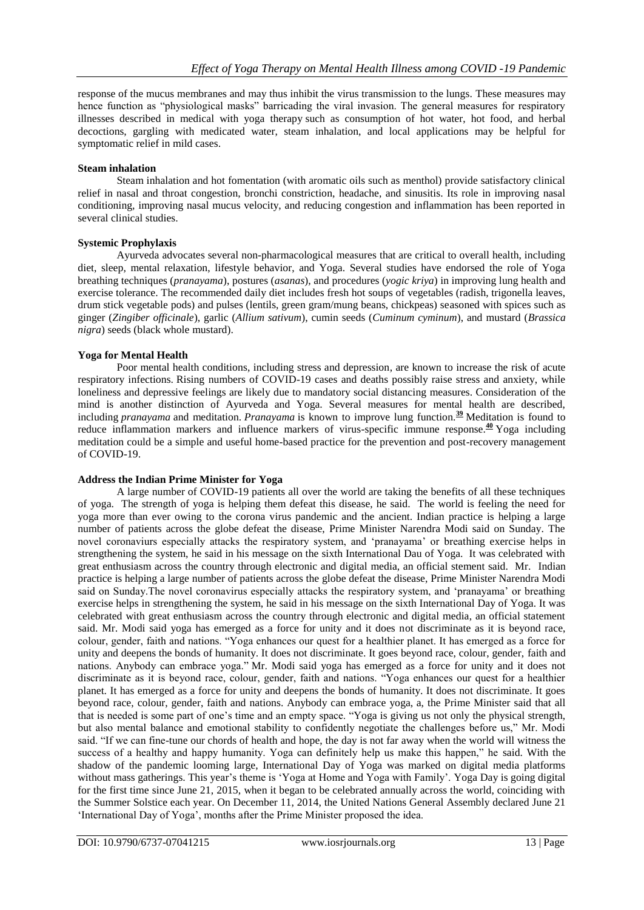response of the mucus membranes and may thus inhibit the virus transmission to the lungs. These measures may hence function as "physiological masks" barricading the viral invasion. The general measures for respiratory illnesses described in medical with yoga therapy such as consumption of hot water, hot food, and herbal decoctions, gargling with medicated water, steam inhalation, and local applications may be helpful for symptomatic relief in mild cases.

**Steam inhalation**

Steam inhalation and hot fomentation (with aromatic oils such as menthol) provide satisfactory clinical relief in nasal and throat congestion, bronchi constriction, headache, and sinusitis. Its role in improving nasal conditioning, improving nasal mucus velocity, and reducing congestion and inflammation has been reported in several clinical studies.

**Systemic Prophylaxis**

Ayurveda advocates several non-pharmacological measures that are critical to overall health, including diet, sleep, mental relaxation, lifestyle behavior, and Yoga. Several studies have endorsed the role of Yoga breathing techniques (*pranayama*), postures (*asanas*), and procedures (*yogic kriya*) in improving lung health and exercise tolerance. The recommended daily diet includes fresh hot soups of vegetables (radish, trigonella leaves, drum stick vegetable pods) and pulses (lentils, green gram/mung beans, chickpeas) seasoned with spices such as ginger (*Zingiber officinale*), garlic (*Allium sativum*), cumin seeds (*Cuminum cyminum*), and mustard (*Brassica nigra*) seeds (black whole mustard).

**Yoga for Mental Health**

Poor mental health conditions, including stress and depression, are known to increase the risk of acute respiratory infections. Rising numbers of COVID-19 cases and deaths possibly raise stress and anxiety, while loneliness and depressive feelings are likely due to mandatory social distancing measures. Consideration of the mind is another distinction of Ayurveda and Yoga. Several measures for mental health are described, including *pranayama* and meditation. *Pranayama* is known to improve lung function.[39] Meditation is found to reduce inflammation markers and influence markers of virus-specific immune response.[40] Yoga including meditation could be a simple and useful home-based practice for the prevention and post-recovery management of COVID-19.

**Address the Indian Prime Minister for Yoga**

A large number of COVID-19 patients all over the world are taking the benefits of all these techniques of yoga. The strength of yoga is helping them defeat this disease, he said. The world is feeling the need for yoga more than ever owing to the corona virus pandemic and the ancient. Indian practice is helping a large number of patients across the globe defeat the disease, Prime Minister Narendra Modi said on Sunday. The novel coronaviurs especially attacks the respiratory system, and 'pranayama' or breathing exercise helps in strengthening the system, he said in his message on the sixth International Dau of Yoga. It was celebrated with great enthusiasm across the country through electronic and digital media, an official stement said. Mr. Indian practice is helping a large number of patients across the globe defeat the disease, Prime Minister Narendra Modi said on Sunday.The novel coronavirus especially attacks the respiratory system, and 'pranayama' or breathing exercise helps in strengthening the system, he said in his message on the sixth International Day of Yoga. It was celebrated with great enthusiasm across the country through electronic and digital media, an official statement said. Mr. Modi said yoga has emerged as a force for unity and it does not discriminate as it is beyond race, colour, gender, faith and nations. "Yoga enhances our quest for a healthier planet. It has emerged as a force for unity and deepens the bonds of humanity. It does not discriminate. It goes beyond race, colour, gender, faith and nations. Anybody can embrace yoga." Mr. Modi said yoga has emerged as a force for unity and it does not discriminate as it is beyond race, colour, gender, faith and nations. "Yoga enhances our quest for a healthier planet. It has emerged as a force for unity and deepens the bonds of humanity. It does not discriminate. It goes beyond race, colour, gender, faith and nations. Anybody can embrace yoga, a, the Prime Minister said that all that is needed is some part of one's time and an empty space. "Yoga is giving us not only the physical strength, but also mental balance and emotional stability to confidently negotiate the challenges before us," Mr. Modi said. "If we can fine-tune our chords of health and hope, the day is not far away when the world will witness the success of a healthy and happy humanity. Yoga can definitely help us make this happen," he said. With the shadow of the pandemic looming large, International Day of Yoga was marked on digital media platforms without mass gatherings. This year's theme is 'Yoga at Home and Yoga with Family'. Yoga Day is going digital for the first time since June 21, 2015, when it began to be celebrated annually across the world, coinciding with the Summer Solstice each year. On December 11, 2014, the United Nations General Assembly declared June 21 'International Day of Yoga', months after the Prime Minister proposed the idea.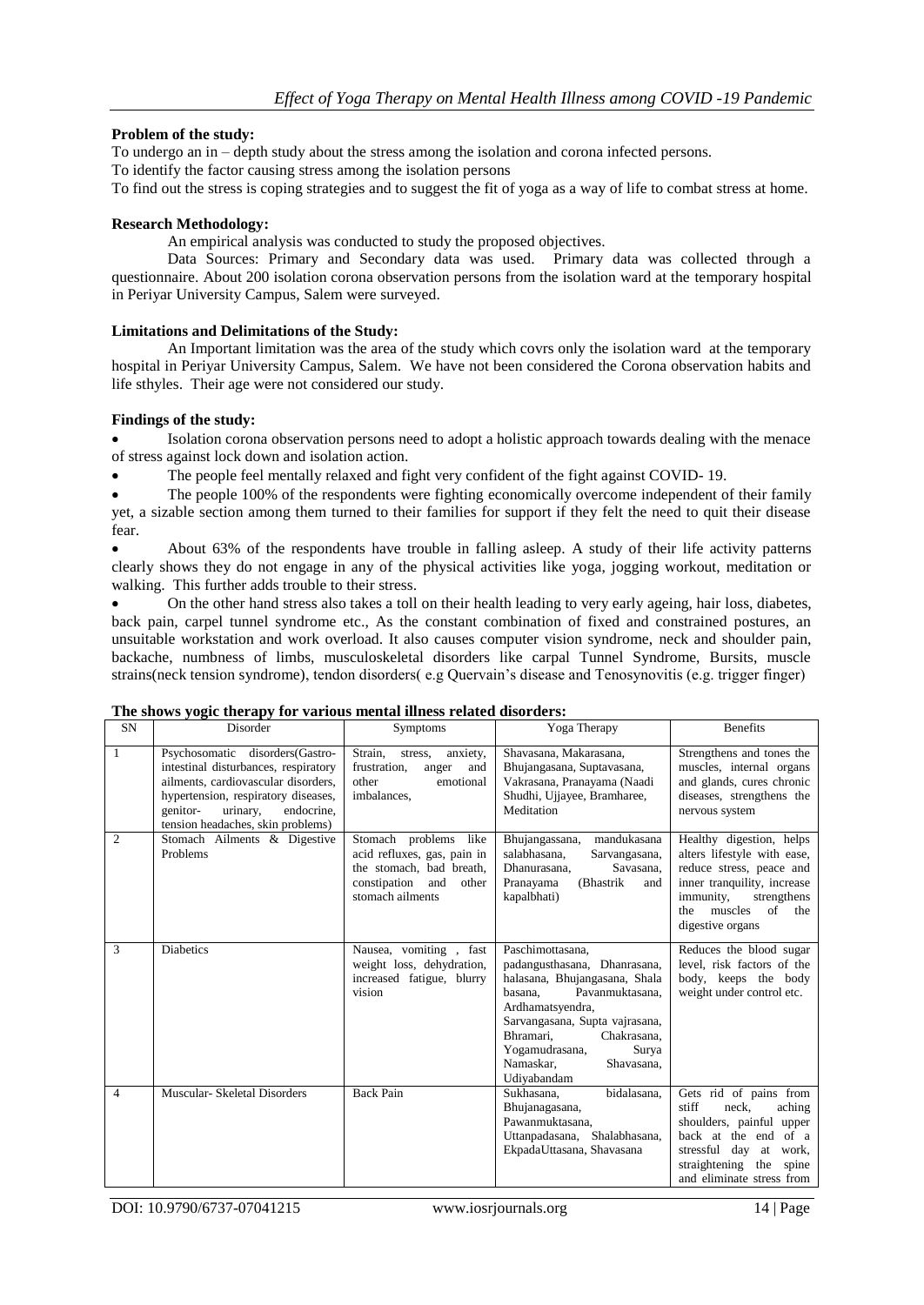**Problem of the study:**

To undergo an in – depth study about the stress among the isolation and corona infected persons.

To identify the factor causing stress among the isolation persons

To find out the stress is coping strategies and to suggest the fit of yoga as a way of life to combat stress at home.

**Research Methodology:**

An empirical analysis was conducted to study the proposed objectives.

Data Sources: Primary and Secondary data was used. Primary data was collected through a questionnaire. About 200 isolation corona observation persons from the isolation ward at the temporary hospital in Periyar University Campus, Salem were surveyed.

**Limitations and Delimitations of the Study:**

An Important limitation was the area of the study which covrs only the isolation ward at the temporary hospital in Periyar University Campus, Salem. We have not been considered the Corona observation habits and life sthyles. Their age were not considered our study.

**Findings of the study:**

- Isolation corona observation persons need to adopt a holistic approach towards dealing with the menace of stress against lock down and isolation action.
- The people feel mentally relaxed and fight very confident of the fight against COVID- 19.
- The people 100% of the respondents were fighting economically overcome independent of their family yet, a sizable section among them turned to their families for support if they felt the need to quit their disease fear.
- About 63% of the respondents have trouble in falling asleep. A study of their life activity patterns clearly shows they do not engage in any of the physical activities like yoga, jogging workout, meditation or walking. This further adds trouble to their stress.
- On the other hand stress also takes a toll on their health leading to very early ageing, hair loss, diabetes, back pain, carpel tunnel syndrome etc., As the constant combination of fixed and constrained postures, an unsuitable workstation and work overload. It also causes computer vision syndrome, neck and shoulder pain, backache, numbness of limbs, musculoskeletal disorders like carpal Tunnel Syndrome, Bursits, muscle strains(neck tension syndrome), tendon disorders( e.g Quervain's disease and Tenosynovitis (e.g. trigger finger)

**The shows yogic therapy for various mental illness related disorders:**

| SN | Disorder | Symptoms | Yoga Therapy | Benefits |
|---|---|---|---|---|
| 1 | Psychosomatic disorders(Gastro-intestinal disturbances, respiratory ailments, cardiovascular disorders, hypertension, respiratory diseases, genitor- urinary, endocrine, tension headaches, skin problems) | Strain, stress, anxiety, frustration, anger and other emotional imbalances, | Shavasana, Makarasana, Bhujangasana, Suptavasana, Vakrasana, Pranayama (Naadi Shudhi, Ujjayee, Bramharee, Meditation | Strengthens and tones the muscles, internal organs and glands, cures chronic diseases, strengthens the nervous system |
| 2 | Stomach Ailments & Digestive Problems | Stomach problems like acid refluxes, gas, pain in the stomach, bad breath, constipation and other stomach ailments | Bhujangassana, mandukasana salabhasana, Sarvangasana, Dhanurasana, Savasana, Pranayama (Bhastrik and kapalbhati) | Healthy digestion, helps alters lifestyle with ease, reduce stress, peace and inner tranquility, increase immunity, strengthens the muscles of the digestive organs |
| 3 | Diabetics | Nausea, vomiting , fast weight loss, dehydration, increased fatigue, blurry vision | Paschimottasana, padangusthasana, Dhanrasana, halasana, Bhujangasana, Shala basana, Pavanmuktasana, Ardhamatsyendra, Sarvangasana, Supta vajrasana, Bhramari, Chakrasana, Yogamudrasana, Surya Namaskar, Shavasana, Udiyabandam | Reduces the blood sugar level, risk factors of the body, keeps the body weight under control etc. |
| 4 | Muscular- Skeletal Disorders | Back Pain | Sukhasana, bidalasana, Bhujanagasana, Pawanmuktasana, Uttanpadasana, Shalabhasana, EkpadaUttasana, Shavasana | Gets rid of pains from stiff neck, aching shoulders, painful upper back at the end of a stressful day at work, straightening the spine and eliminate stress from |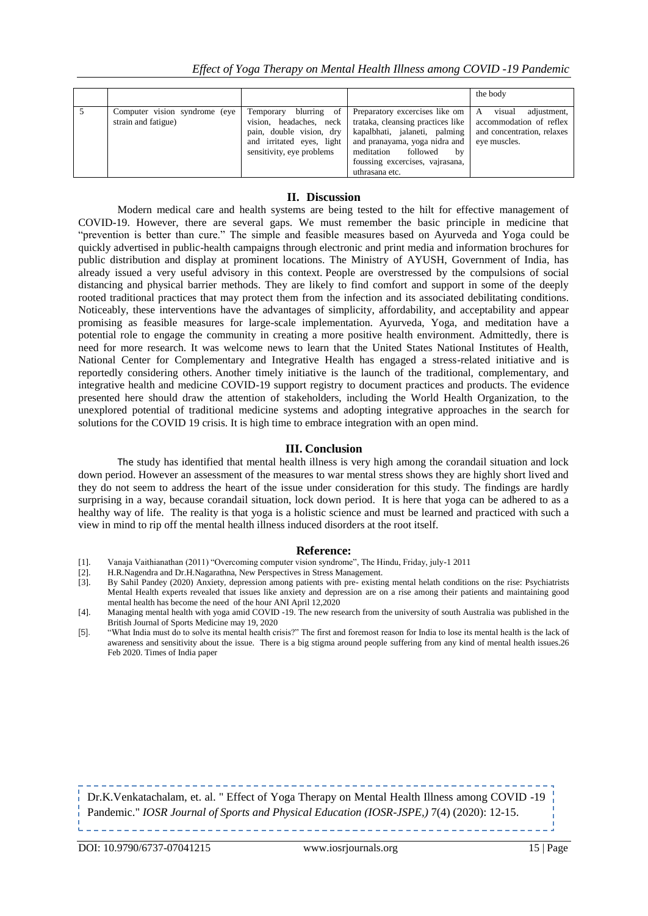| | | | | |
|---|---|---|---|---|
| | | | | the body |
| 5 | Computer vision syndrome (eye strain and fatigue) | Temporary blurring of vision, headaches, neck pain, double vision, dry and irritated eyes, light sensitivity, eye problems | Preparatory excercises like om trataka, cleansing practices like kapalbhati, jalaneti, palming and pranayama, yoga nidra and meditation followed by foussing excercises, vajrasana, uthrasana etc. | A visual adjustment, accommodation of reflex and concentration, relaxes eye muscles. |

## II. Discussion

Modern medical care and health systems are being tested to the hilt for effective management of COVID-19. However, there are several gaps. We must remember the basic principle in medicine that "prevention is better than cure." The simple and feasible measures based on Ayurveda and Yoga could be quickly advertised in public-health campaigns through electronic and print media and information brochures for public distribution and display at prominent locations. The Ministry of AYUSH, Government of India, has already issued a very useful advisory in this context. People are overstressed by the compulsions of social distancing and physical barrier methods. They are likely to find comfort and support in some of the deeply rooted traditional practices that may protect them from the infection and its associated debilitating conditions. Noticeably, these interventions have the advantages of simplicity, affordability, and acceptability and appear promising as feasible measures for large-scale implementation. Ayurveda, Yoga, and meditation have a potential role to engage the community in creating a more positive health environment. Admittedly, there is need for more research. It was welcome news to learn that the United States National Institutes of Health, National Center for Complementary and Integrative Health has engaged a stress-related initiative and is reportedly considering others. Another timely initiative is the launch of the traditional, complementary, and integrative health and medicine COVID-19 support registry to document practices and products. The evidence presented here should draw the attention of stakeholders, including the World Health Organization, to the unexplored potential of traditional medicine systems and adopting integrative approaches in the search for solutions for the COVID 19 crisis. It is high time to embrace integration with an open mind.

## III. Conclusion

The study has identified that mental health illness is very high among the corandail situation and lock down period. However an assessment of the measures to war mental stress shows they are highly short lived and they do not seem to address the heart of the issue under consideration for this study. The findings are hardly surprising in a way, because corandail situation, lock down period. It is here that yoga can be adhered to as a healthy way of life. The reality is that yoga is a holistic science and must be learned and practiced with such a view in mind to rip off the mental health illness induced disorders at the root itself.

## Reference:

[1]. Vanaja Vaithianathan (2011) "Overcoming computer vision syndrome", The Hindu, Friday, july-1 2011

[2]. H.R.Nagendra and Dr.H.Nagarathna, New Perspectives in Stress Management.

[3]. By Sahil Pandey (2020) Anxiety, depression among patients with pre- existing mental helath conditions on the rise: Psychiatrists Mental Health experts revealed that issues like anxiety and depression are on a rise among their patients and maintaining good mental health has become the need of the hour ANI April 12,2020

[4]. Managing mental health with yoga amid COVID -19. The new research from the university of south Australia was published in the British Journal of Sports Medicine may 19, 2020

[5]. "What India must do to solve its mental health crisis?" The first and foremost reason for India to lose its mental health is the lack of awareness and sensitivity about the issue. There is a big stigma around people suffering from any kind of mental health issues.26 Feb 2020. Times of India paper

Dr.K.Venkatachalam, et. al. " Effect of Yoga Therapy on Mental Health Illness among COVID -19 Pandemic." *IOSR Journal of Sports and Physical Education (IOSR-JSPE,)* 7(4) (2020): 12-15.